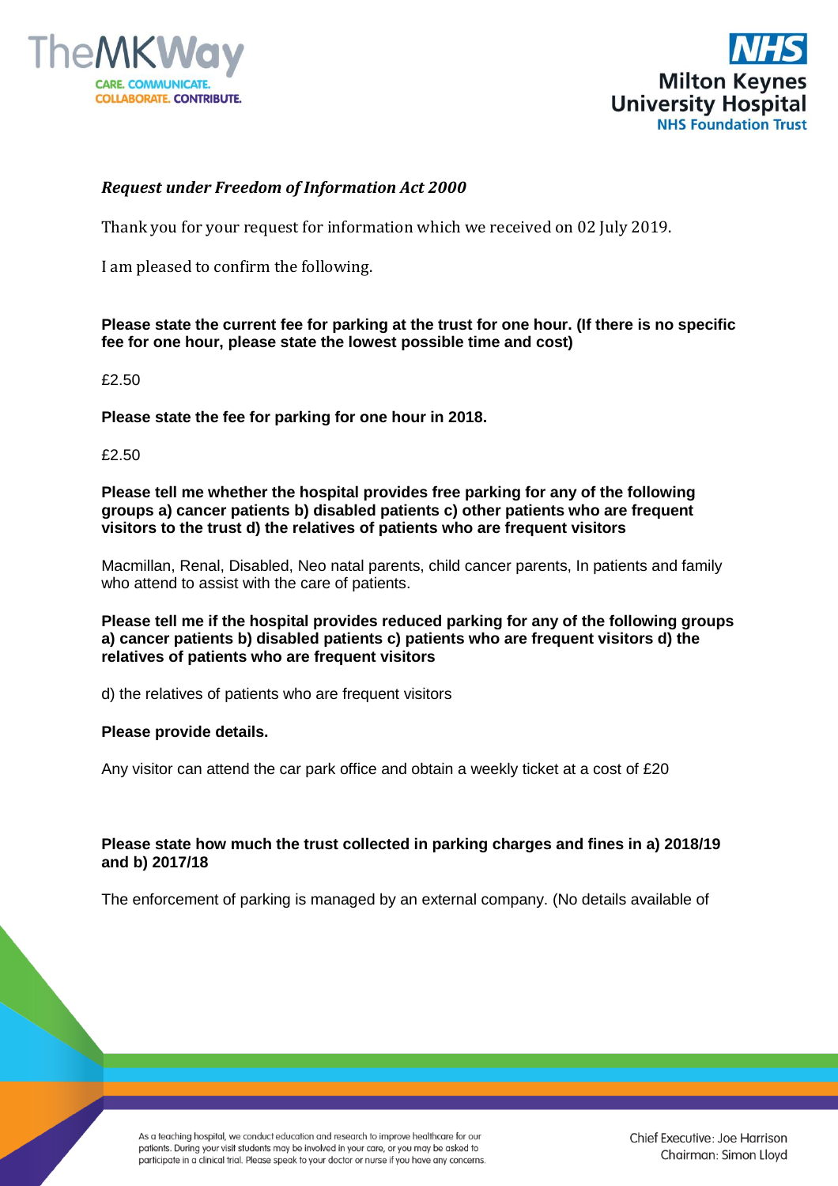*Request under Freedom of Information Act 2000*

Thank you for your request for information which we received on 02 July 2019.

I am pleased to confirm the following.

**Please state the current fee for parking at the trust for one hour. (If there is no specific fee for one hour, please state the lowest possible time and cost)**

£2.50

**Please state the fee for parking for one hour in 2018.**

£2.50

**Please tell me whether the hospital provides free parking for any of the following groups a) cancer patients b) disabled patients c) other patients who are frequent visitors to the trust d) the relatives of patients who are frequent visitors**

Macmillan, Renal, Disabled, Neo natal parents, child cancer parents, In patients and family who attend to assist with the care of patients.

**Please tell me if the hospital provides reduced parking for any of the following groups a) cancer patients b) disabled patients c) patients who are frequent visitors d) the relatives of patients who are frequent visitors**

d) the relatives of patients who are frequent visitors

**Please provide details.**

Any visitor can attend the car park office and obtain a weekly ticket at a cost of £20

**Please state how much the trust collected in parking charges and fines in a) 2018/19 and b) 2017/18**

The enforcement of parking is managed by an external company. (No details available of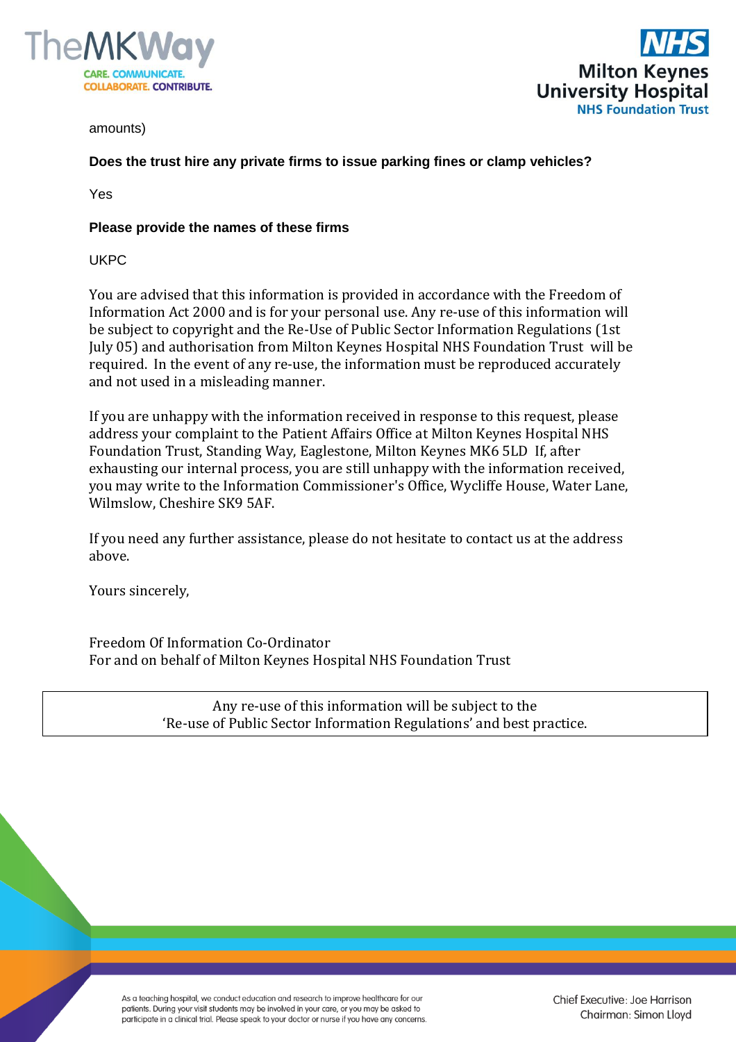amounts)

**Does the trust hire any private firms to issue parking fines or clamp vehicles?**

Yes

**Please provide the names of these firms**

UKPC

You are advised that this information is provided in accordance with the Freedom of Information Act 2000 and is for your personal use. Any re-use of this information will be subject to copyright and the Re-Use of Public Sector Information Regulations (1st July 05) and authorisation from Milton Keynes Hospital NHS Foundation Trust will be required. In the event of any re-use, the information must be reproduced accurately and not used in a misleading manner.

If you are unhappy with the information received in response to this request, please address your complaint to the Patient Affairs Office at Milton Keynes Hospital NHS Foundation Trust, Standing Way, Eaglestone, Milton Keynes MK6 5LD If, after exhausting our internal process, you are still unhappy with the information received, you may write to the Information Commissioner's Office, Wycliffe House, Water Lane, Wilmslow, Cheshire SK9 5AF.

If you need any further assistance, please do not hesitate to contact us at the address above.

Yours sincerely,

Freedom Of Information Co-Ordinator
For and on behalf of Milton Keynes Hospital NHS Foundation Trust

Any re-use of this information will be subject to the
'Re-use of Public Sector Information Regulations' and best practice.